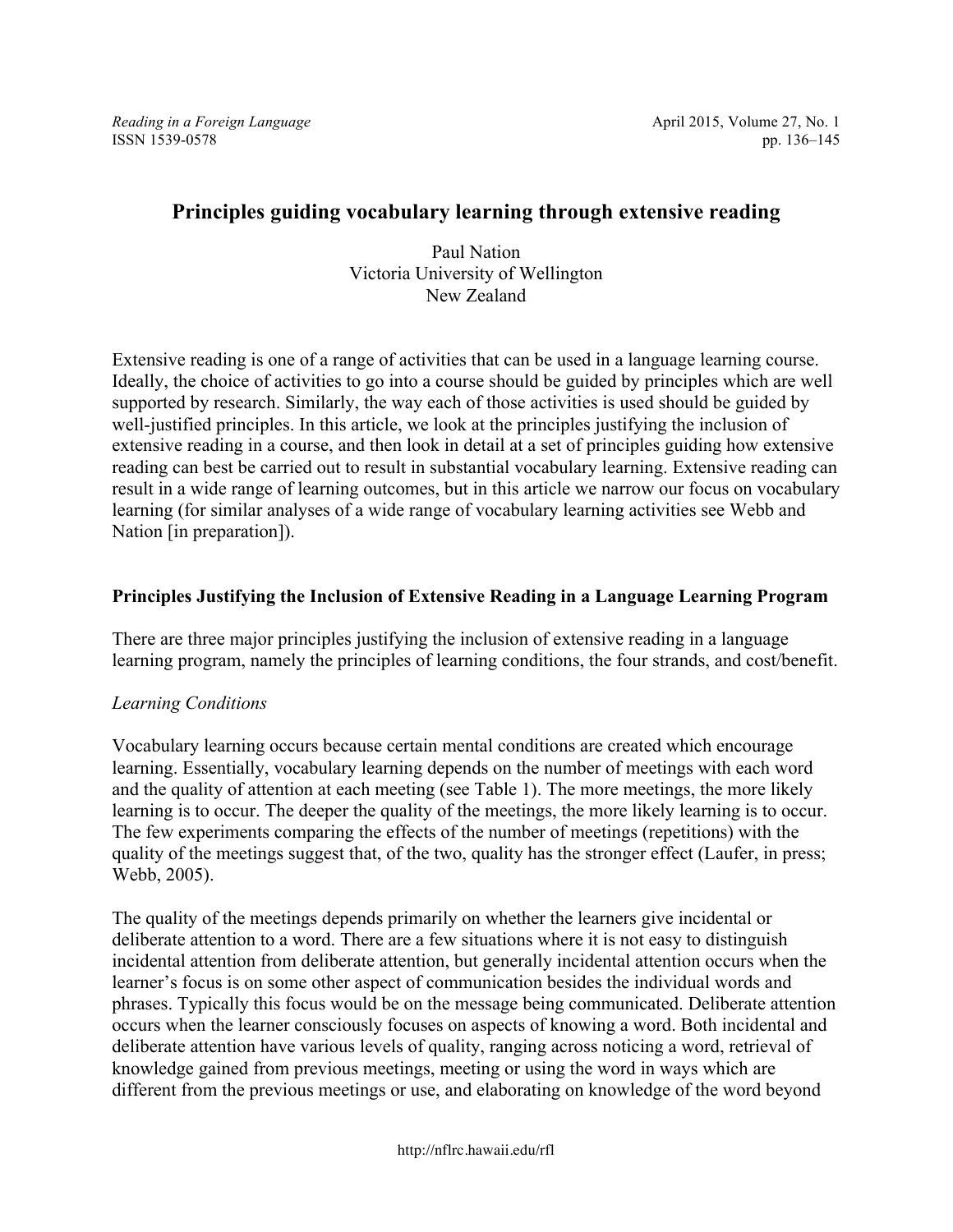# Principles guiding vocabulary learning through extensive reading

Paul Nation
Victoria University of Wellington
New Zealand

Extensive reading is one of a range of activities that can be used in a language learning course. Ideally, the choice of activities to go into a course should be guided by principles which are well supported by research. Similarly, the way each of those activities is used should be guided by well-justified principles. In this article, we look at the principles justifying the inclusion of extensive reading in a course, and then look in detail at a set of principles guiding how extensive reading can best be carried out to result in substantial vocabulary learning. Extensive reading can result in a wide range of learning outcomes, but in this article we narrow our focus on vocabulary learning (for similar analyses of a wide range of vocabulary learning activities see Webb and Nation [in preparation]).

## Principles Justifying the Inclusion of Extensive Reading in a Language Learning Program

There are three major principles justifying the inclusion of extensive reading in a language learning program, namely the principles of learning conditions, the four strands, and cost/benefit.

### *Learning Conditions*

Vocabulary learning occurs because certain mental conditions are created which encourage learning. Essentially, vocabulary learning depends on the number of meetings with each word and the quality of attention at each meeting (see Table 1). The more meetings, the more likely learning is to occur. The deeper the quality of the meetings, the more likely learning is to occur. The few experiments comparing the effects of the number of meetings (repetitions) with the quality of the meetings suggest that, of the two, quality has the stronger effect (Laufer, in press; Webb, 2005).

The quality of the meetings depends primarily on whether the learners give incidental or deliberate attention to a word. There are a few situations where it is not easy to distinguish incidental attention from deliberate attention, but generally incidental attention occurs when the learner's focus is on some other aspect of communication besides the individual words and phrases. Typically this focus would be on the message being communicated. Deliberate attention occurs when the learner consciously focuses on aspects of knowing a word. Both incidental and deliberate attention have various levels of quality, ranging across noticing a word, retrieval of knowledge gained from previous meetings, meeting or using the word in ways which are different from the previous meetings or use, and elaborating on knowledge of the word beyond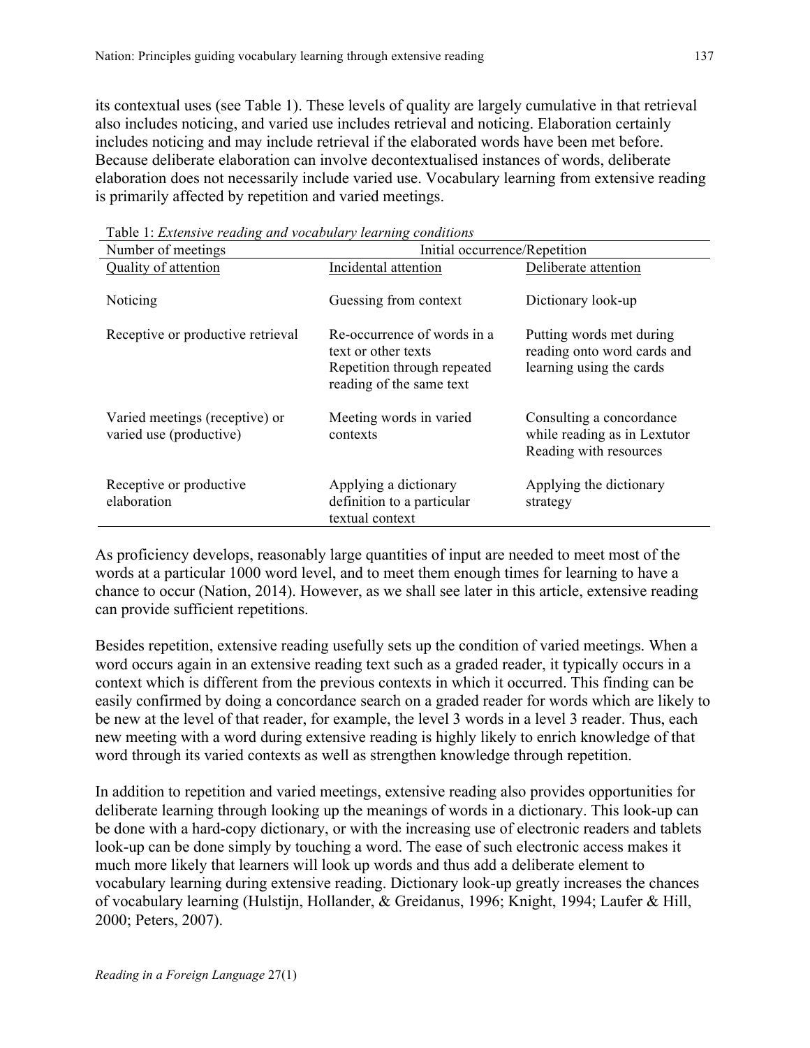its contextual uses (see Table 1). These levels of quality are largely cumulative in that retrieval also includes noticing, and varied use includes retrieval and noticing. Elaboration certainly includes noticing and may include retrieval if the elaborated words have been met before. Because deliberate elaboration can involve decontextualised instances of words, deliberate elaboration does not necessarily include varied use. Vocabulary learning from extensive reading is primarily affected by repetition and varied meetings.

Table 1: *Extensive reading and vocabulary learning conditions*

| Number of meetings | Initial occurrence/Repetition | |
|---|---|---|
| Quality of attention | Incidental attention | Deliberate attention |
| Noticing | Guessing from context | Dictionary look-up |
| Receptive or productive retrieval | Re-occurrence of words in a text or other texts<br>Repetition through repeated reading of the same text | Putting words met during reading onto word cards and learning using the cards |
| Varied meetings (receptive) or varied use (productive) | Meeting words in varied contexts | Consulting a concordance while reading as in Lextutor Reading with resources |
| Receptive or productive elaboration | Applying a dictionary definition to a particular textual context | Applying the dictionary strategy |

As proficiency develops, reasonably large quantities of input are needed to meet most of the words at a particular 1000 word level, and to meet them enough times for learning to have a chance to occur (Nation, 2014). However, as we shall see later in this article, extensive reading can provide sufficient repetitions.

Besides repetition, extensive reading usefully sets up the condition of varied meetings. When a word occurs again in an extensive reading text such as a graded reader, it typically occurs in a context which is different from the previous contexts in which it occurred. This finding can be easily confirmed by doing a concordance search on a graded reader for words which are likely to be new at the level of that reader, for example, the level 3 words in a level 3 reader. Thus, each new meeting with a word during extensive reading is highly likely to enrich knowledge of that word through its varied contexts as well as strengthen knowledge through repetition.

In addition to repetition and varied meetings, extensive reading also provides opportunities for deliberate learning through looking up the meanings of words in a dictionary. This look-up can be done with a hard-copy dictionary, or with the increasing use of electronic readers and tablets look-up can be done simply by touching a word. The ease of such electronic access makes it much more likely that learners will look up words and thus add a deliberate element to vocabulary learning during extensive reading. Dictionary look-up greatly increases the chances of vocabulary learning (Hulstijn, Hollander, & Greidanus, 1996; Knight, 1994; Laufer & Hill, 2000; Peters, 2007).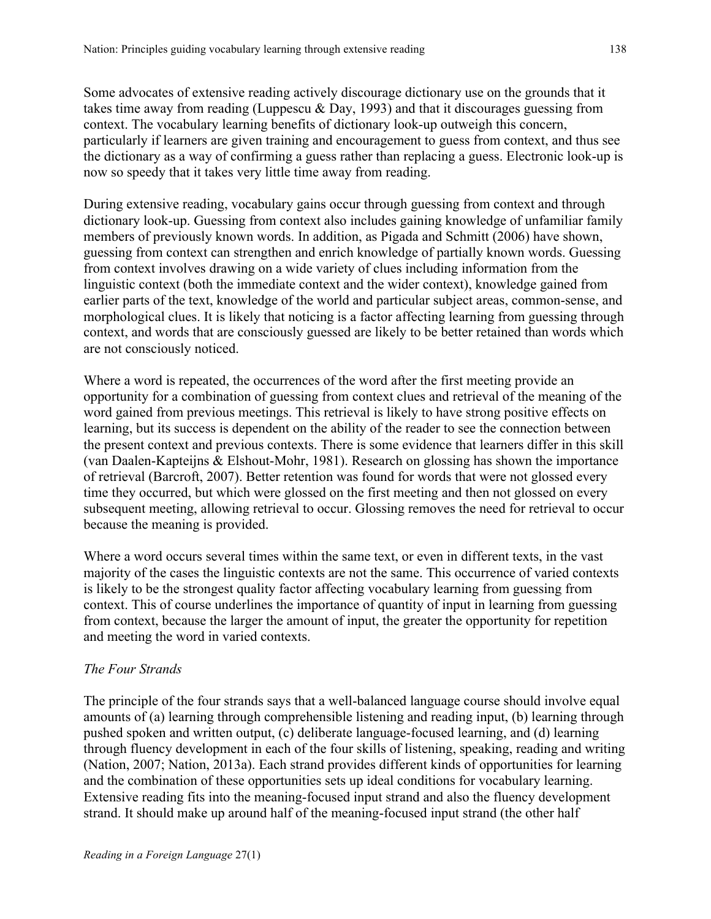Some advocates of extensive reading actively discourage dictionary use on the grounds that it takes time away from reading (Luppescu & Day, 1993) and that it discourages guessing from context. The vocabulary learning benefits of dictionary look-up outweigh this concern, particularly if learners are given training and encouragement to guess from context, and thus see the dictionary as a way of confirming a guess rather than replacing a guess. Electronic look-up is now so speedy that it takes very little time away from reading.

During extensive reading, vocabulary gains occur through guessing from context and through dictionary look-up. Guessing from context also includes gaining knowledge of unfamiliar family members of previously known words. In addition, as Pigada and Schmitt (2006) have shown, guessing from context can strengthen and enrich knowledge of partially known words. Guessing from context involves drawing on a wide variety of clues including information from the linguistic context (both the immediate context and the wider context), knowledge gained from earlier parts of the text, knowledge of the world and particular subject areas, common-sense, and morphological clues. It is likely that noticing is a factor affecting learning from guessing through context, and words that are consciously guessed are likely to be better retained than words which are not consciously noticed.

Where a word is repeated, the occurrences of the word after the first meeting provide an opportunity for a combination of guessing from context clues and retrieval of the meaning of the word gained from previous meetings. This retrieval is likely to have strong positive effects on learning, but its success is dependent on the ability of the reader to see the connection between the present context and previous contexts. There is some evidence that learners differ in this skill (van Daalen-Kapteijns & Elshout-Mohr, 1981). Research on glossing has shown the importance of retrieval (Barcroft, 2007). Better retention was found for words that were not glossed every time they occurred, but which were glossed on the first meeting and then not glossed on every subsequent meeting, allowing retrieval to occur. Glossing removes the need for retrieval to occur because the meaning is provided.

Where a word occurs several times within the same text, or even in different texts, in the vast majority of the cases the linguistic contexts are not the same. This occurrence of varied contexts is likely to be the strongest quality factor affecting vocabulary learning from guessing from context. This of course underlines the importance of quantity of input in learning from guessing from context, because the larger the amount of input, the greater the opportunity for repetition and meeting the word in varied contexts.

### *The Four Strands*

The principle of the four strands says that a well-balanced language course should involve equal amounts of (a) learning through comprehensible listening and reading input, (b) learning through pushed spoken and written output, (c) deliberate language-focused learning, and (d) learning through fluency development in each of the four skills of listening, speaking, reading and writing (Nation, 2007; Nation, 2013a). Each strand provides different kinds of opportunities for learning and the combination of these opportunities sets up ideal conditions for vocabulary learning. Extensive reading fits into the meaning-focused input strand and also the fluency development strand. It should make up around half of the meaning-focused input strand (the other half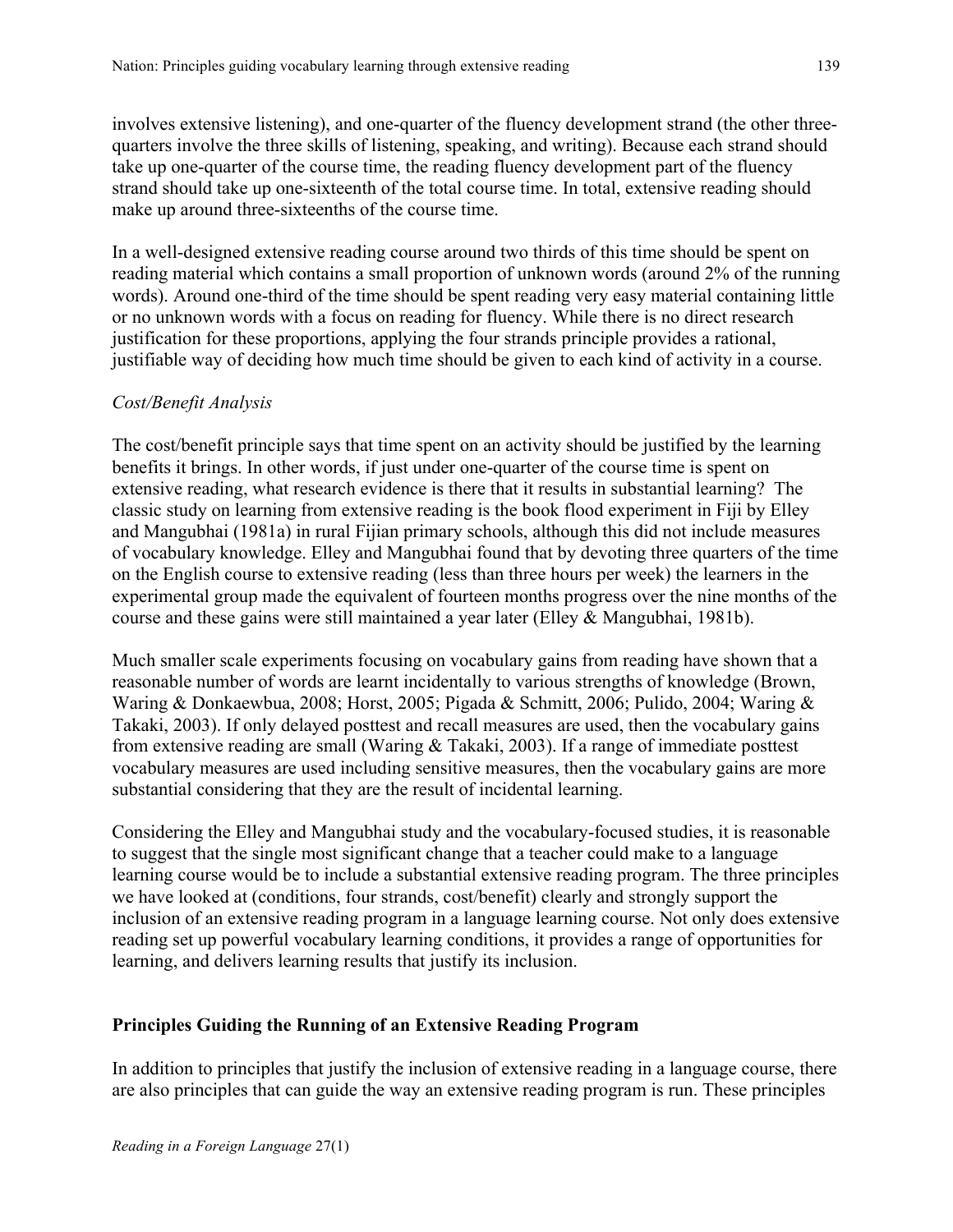involves extensive listening), and one-quarter of the fluency development strand (the other three-quarters involve the three skills of listening, speaking, and writing). Because each strand should take up one-quarter of the course time, the reading fluency development part of the fluency strand should take up one-sixteenth of the total course time. In total, extensive reading should make up around three-sixteenths of the course time.

In a well-designed extensive reading course around two thirds of this time should be spent on reading material which contains a small proportion of unknown words (around 2% of the running words). Around one-third of the time should be spent reading very easy material containing little or no unknown words with a focus on reading for fluency. While there is no direct research justification for these proportions, applying the four strands principle provides a rational, justifiable way of deciding how much time should be given to each kind of activity in a course.

### *Cost/Benefit Analysis*

The cost/benefit principle says that time spent on an activity should be justified by the learning benefits it brings. In other words, if just under one-quarter of the course time is spent on extensive reading, what research evidence is there that it results in substantial learning? The classic study on learning from extensive reading is the book flood experiment in Fiji by Elley and Mangubhai (1981a) in rural Fijian primary schools, although this did not include measures of vocabulary knowledge. Elley and Mangubhai found that by devoting three quarters of the time on the English course to extensive reading (less than three hours per week) the learners in the experimental group made the equivalent of fourteen months progress over the nine months of the course and these gains were still maintained a year later (Elley & Mangubhai, 1981b).

Much smaller scale experiments focusing on vocabulary gains from reading have shown that a reasonable number of words are learnt incidentally to various strengths of knowledge (Brown, Waring & Donkaewbua, 2008; Horst, 2005; Pigada & Schmitt, 2006; Pulido, 2004; Waring & Takaki, 2003). If only delayed posttest and recall measures are used, then the vocabulary gains from extensive reading are small (Waring & Takaki, 2003). If a range of immediate posttest vocabulary measures are used including sensitive measures, then the vocabulary gains are more substantial considering that they are the result of incidental learning.

Considering the Elley and Mangubhai study and the vocabulary-focused studies, it is reasonable to suggest that the single most significant change that a teacher could make to a language learning course would be to include a substantial extensive reading program. The three principles we have looked at (conditions, four strands, cost/benefit) clearly and strongly support the inclusion of an extensive reading program in a language learning course. Not only does extensive reading set up powerful vocabulary learning conditions, it provides a range of opportunities for learning, and delivers learning results that justify its inclusion.

## **Principles Guiding the Running of an Extensive Reading Program**

In addition to principles that justify the inclusion of extensive reading in a language course, there are also principles that can guide the way an extensive reading program is run. These principles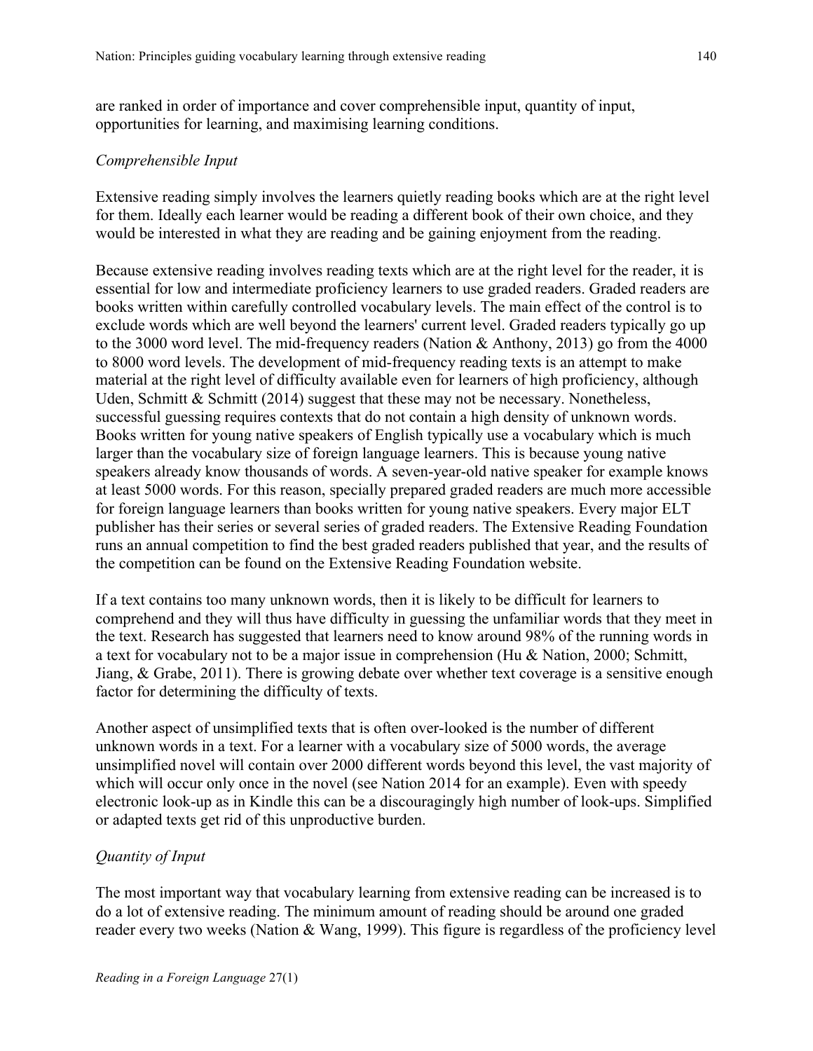are ranked in order of importance and cover comprehensible input, quantity of input, opportunities for learning, and maximising learning conditions.

### *Comprehensible Input*

Extensive reading simply involves the learners quietly reading books which are at the right level for them. Ideally each learner would be reading a different book of their own choice, and they would be interested in what they are reading and be gaining enjoyment from the reading.

Because extensive reading involves reading texts which are at the right level for the reader, it is essential for low and intermediate proficiency learners to use graded readers. Graded readers are books written within carefully controlled vocabulary levels. The main effect of the control is to exclude words which are well beyond the learners' current level. Graded readers typically go up to the 3000 word level. The mid-frequency readers (Nation & Anthony, 2013) go from the 4000 to 8000 word levels. The development of mid-frequency reading texts is an attempt to make material at the right level of difficulty available even for learners of high proficiency, although Uden, Schmitt & Schmitt (2014) suggest that these may not be necessary. Nonetheless, successful guessing requires contexts that do not contain a high density of unknown words. Books written for young native speakers of English typically use a vocabulary which is much larger than the vocabulary size of foreign language learners. This is because young native speakers already know thousands of words. A seven-year-old native speaker for example knows at least 5000 words. For this reason, specially prepared graded readers are much more accessible for foreign language learners than books written for young native speakers. Every major ELT publisher has their series or several series of graded readers. The Extensive Reading Foundation runs an annual competition to find the best graded readers published that year, and the results of the competition can be found on the Extensive Reading Foundation website.

If a text contains too many unknown words, then it is likely to be difficult for learners to comprehend and they will thus have difficulty in guessing the unfamiliar words that they meet in the text. Research has suggested that learners need to know around 98% of the running words in a text for vocabulary not to be a major issue in comprehension (Hu & Nation, 2000; Schmitt, Jiang, & Grabe, 2011). There is growing debate over whether text coverage is a sensitive enough factor for determining the difficulty of texts.

Another aspect of unsimplified texts that is often over-looked is the number of different unknown words in a text. For a learner with a vocabulary size of 5000 words, the average unsimplified novel will contain over 2000 different words beyond this level, the vast majority of which will occur only once in the novel (see Nation 2014 for an example). Even with speedy electronic look-up as in Kindle this can be a discouragingly high number of look-ups. Simplified or adapted texts get rid of this unproductive burden.

### *Quantity of Input*

The most important way that vocabulary learning from extensive reading can be increased is to do a lot of extensive reading. The minimum amount of reading should be around one graded reader every two weeks (Nation & Wang, 1999). This figure is regardless of the proficiency level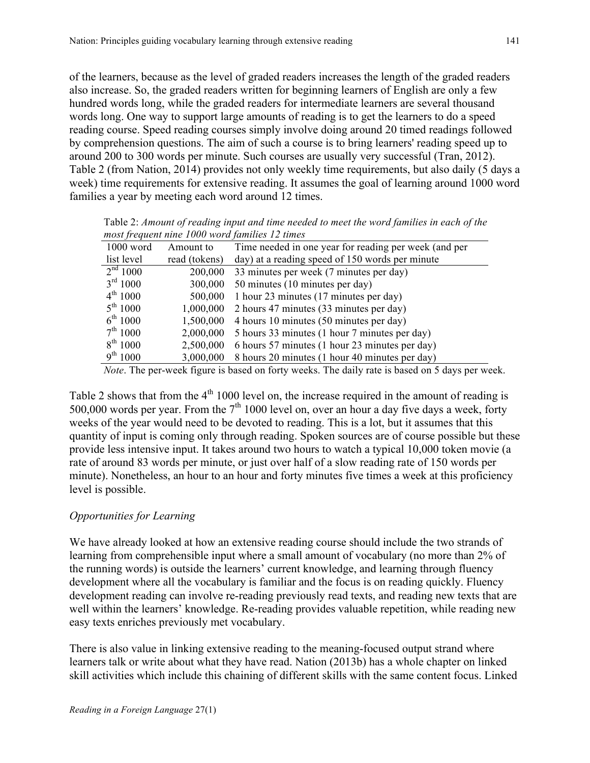of the learners, because as the level of graded readers increases the length of the graded readers also increase. So, the graded readers written for beginning learners of English are only a few hundred words long, while the graded readers for intermediate learners are several thousand words long. One way to support large amounts of reading is to get the learners to do a speed reading course. Speed reading courses simply involve doing around 20 timed readings followed by comprehension questions. The aim of such a course is to bring learners' reading speed up to around 200 to 300 words per minute. Such courses are usually very successful (Tran, 2012). Table 2 (from Nation, 2014) provides not only weekly time requirements, but also daily (5 days a week) time requirements for extensive reading. It assumes the goal of learning around 1000 word families a year by meeting each word around 12 times.

Table 2: *Amount of reading input and time needed to meet the word families in each of the most frequent nine 1000 word families 12 times*

| 1000 word list level | Amount to read (tokens) | Time needed in one year for reading per week (and per day) at a reading speed of 150 words per minute |
|---|---:|---|
| 2nd 1000 | 200,000 | 33 minutes per week (7 minutes per day) |
| 3rd 1000 | 300,000 | 50 minutes (10 minutes per day) |
| 4th 1000 | 500,000 | 1 hour 23 minutes (17 minutes per day) |
| 5th 1000 | 1,000,000 | 2 hours 47 minutes (33 minutes per day) |
| 6th 1000 | 1,500,000 | 4 hours 10 minutes (50 minutes per day) |
| 7th 1000 | 2,000,000 | 5 hours 33 minutes (1 hour 7 minutes per day) |
| 8th 1000 | 2,500,000 | 6 hours 57 minutes (1 hour 23 minutes per day) |
| 9th 1000 | 3,000,000 | 8 hours 20 minutes (1 hour 40 minutes per day) |

*Note*. The per-week figure is based on forty weeks. The daily rate is based on 5 days per week.

Table 2 shows that from the 4th 1000 level on, the increase required in the amount of reading is 500,000 words per year. From the 7th 1000 level on, over an hour a day five days a week, forty weeks of the year would need to be devoted to reading. This is a lot, but it assumes that this quantity of input is coming only through reading. Spoken sources are of course possible but these provide less intensive input. It takes around two hours to watch a typical 10,000 token movie (a rate of around 83 words per minute, or just over half of a slow reading rate of 150 words per minute). Nonetheless, an hour to an hour and forty minutes five times a week at this proficiency level is possible.

*Opportunities for Learning*

We have already looked at how an extensive reading course should include the two strands of learning from comprehensible input where a small amount of vocabulary (no more than 2% of the running words) is outside the learners' current knowledge, and learning through fluency development where all the vocabulary is familiar and the focus is on reading quickly. Fluency development reading can involve re-reading previously read texts, and reading new texts that are well within the learners' knowledge. Re-reading provides valuable repetition, while reading new easy texts enriches previously met vocabulary.

There is also value in linking extensive reading to the meaning-focused output strand where learners talk or write about what they have read. Nation (2013b) has a whole chapter on linked skill activities which include this chaining of different skills with the same content focus. Linked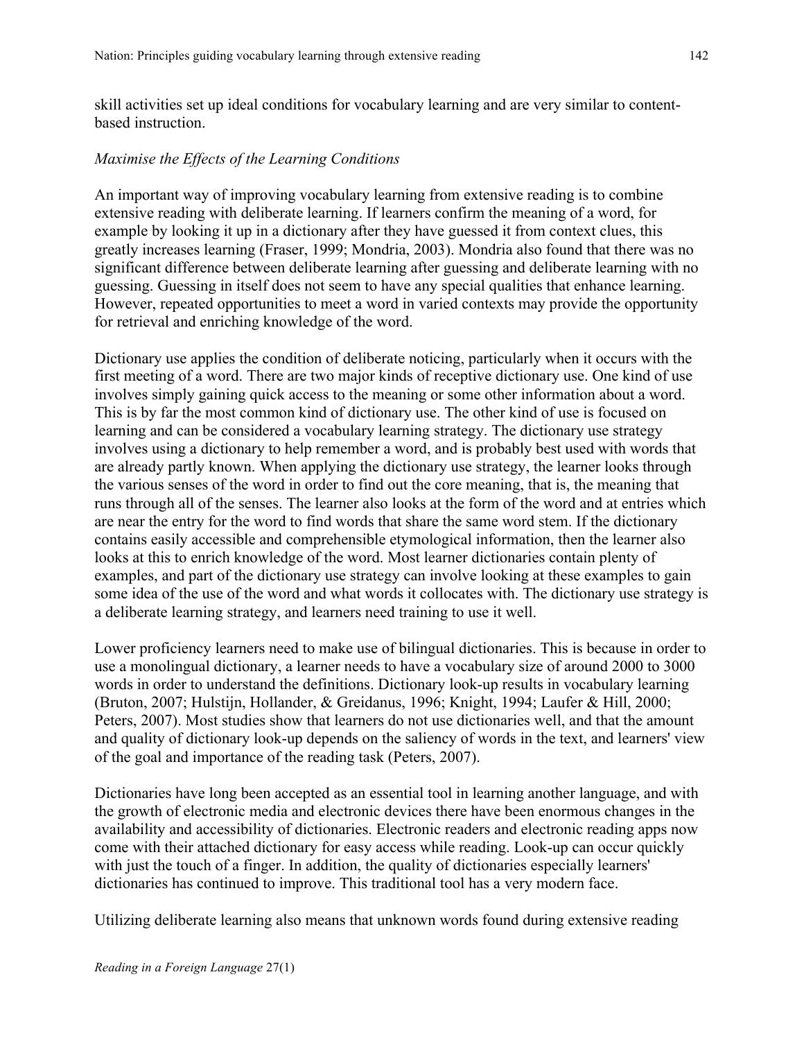skill activities set up ideal conditions for vocabulary learning and are very similar to content-based instruction.

### *Maximise the Effects of the Learning Conditions*

An important way of improving vocabulary learning from extensive reading is to combine extensive reading with deliberate learning. If learners confirm the meaning of a word, for example by looking it up in a dictionary after they have guessed it from context clues, this greatly increases learning (Fraser, 1999; Mondria, 2003). Mondria also found that there was no significant difference between deliberate learning after guessing and deliberate learning with no guessing. Guessing in itself does not seem to have any special qualities that enhance learning. However, repeated opportunities to meet a word in varied contexts may provide the opportunity for retrieval and enriching knowledge of the word.

Dictionary use applies the condition of deliberate noticing, particularly when it occurs with the first meeting of a word. There are two major kinds of receptive dictionary use. One kind of use involves simply gaining quick access to the meaning or some other information about a word. This is by far the most common kind of dictionary use. The other kind of use is focused on learning and can be considered a vocabulary learning strategy. The dictionary use strategy involves using a dictionary to help remember a word, and is probably best used with words that are already partly known. When applying the dictionary use strategy, the learner looks through the various senses of the word in order to find out the core meaning, that is, the meaning that runs through all of the senses. The learner also looks at the form of the word and at entries which are near the entry for the word to find words that share the same word stem. If the dictionary contains easily accessible and comprehensible etymological information, then the learner also looks at this to enrich knowledge of the word. Most learner dictionaries contain plenty of examples, and part of the dictionary use strategy can involve looking at these examples to gain some idea of the use of the word and what words it collocates with. The dictionary use strategy is a deliberate learning strategy, and learners need training to use it well.

Lower proficiency learners need to make use of bilingual dictionaries. This is because in order to use a monolingual dictionary, a learner needs to have a vocabulary size of around 2000 to 3000 words in order to understand the definitions. Dictionary look-up results in vocabulary learning (Bruton, 2007; Hulstijn, Hollander, & Greidanus, 1996; Knight, 1994; Laufer & Hill, 2000; Peters, 2007). Most studies show that learners do not use dictionaries well, and that the amount and quality of dictionary look-up depends on the saliency of words in the text, and learners' view of the goal and importance of the reading task (Peters, 2007).

Dictionaries have long been accepted as an essential tool in learning another language, and with the growth of electronic media and electronic devices there have been enormous changes in the availability and accessibility of dictionaries. Electronic readers and electronic reading apps now come with their attached dictionary for easy access while reading. Look-up can occur quickly with just the touch of a finger. In addition, the quality of dictionaries especially learners' dictionaries has continued to improve. This traditional tool has a very modern face.

Utilizing deliberate learning also means that unknown words found during extensive reading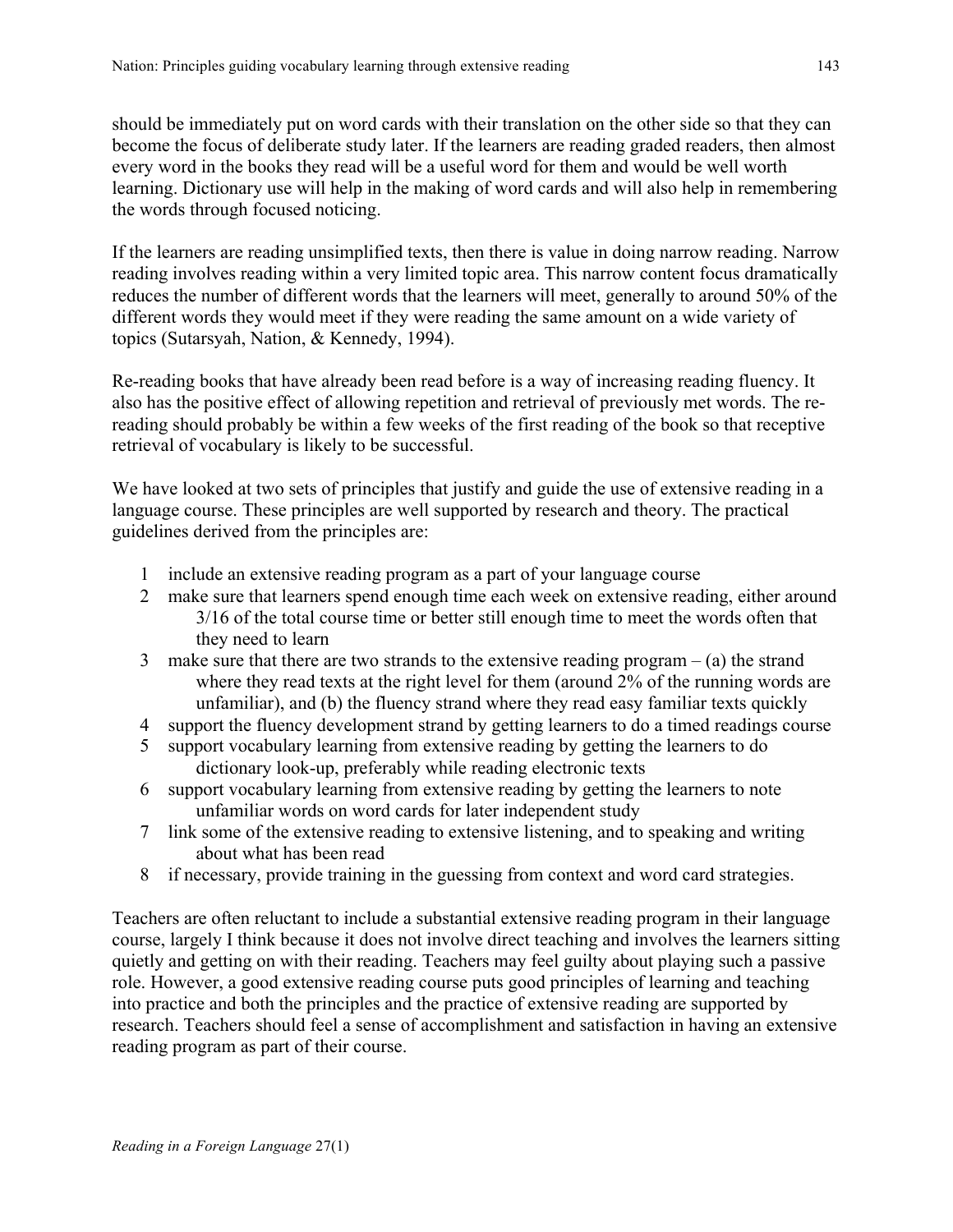should be immediately put on word cards with their translation on the other side so that they can become the focus of deliberate study later. If the learners are reading graded readers, then almost every word in the books they read will be a useful word for them and would be well worth learning. Dictionary use will help in the making of word cards and will also help in remembering the words through focused noticing.

If the learners are reading unsimplified texts, then there is value in doing narrow reading. Narrow reading involves reading within a very limited topic area. This narrow content focus dramatically reduces the number of different words that the learners will meet, generally to around 50% of the different words they would meet if they were reading the same amount on a wide variety of topics (Sutarsyah, Nation, & Kennedy, 1994).

Re-reading books that have already been read before is a way of increasing reading fluency. It also has the positive effect of allowing repetition and retrieval of previously met words. The re-reading should probably be within a few weeks of the first reading of the book so that receptive retrieval of vocabulary is likely to be successful.

We have looked at two sets of principles that justify and guide the use of extensive reading in a language course. These principles are well supported by research and theory. The practical guidelines derived from the principles are:

1. include an extensive reading program as a part of your language course
2. make sure that learners spend enough time each week on extensive reading, either around 3/16 of the total course time or better still enough time to meet the words often that they need to learn
3. make sure that there are two strands to the extensive reading program – (a) the strand where they read texts at the right level for them (around 2% of the running words are unfamiliar), and (b) the fluency strand where they read easy familiar texts quickly
4. support the fluency development strand by getting learners to do a timed readings course
5. support vocabulary learning from extensive reading by getting the learners to do dictionary look-up, preferably while reading electronic texts
6. support vocabulary learning from extensive reading by getting the learners to note unfamiliar words on word cards for later independent study
7. link some of the extensive reading to extensive listening, and to speaking and writing about what has been read
8. if necessary, provide training in the guessing from context and word card strategies.

Teachers are often reluctant to include a substantial extensive reading program in their language course, largely I think because it does not involve direct teaching and involves the learners sitting quietly and getting on with their reading. Teachers may feel guilty about playing such a passive role. However, a good extensive reading course puts good principles of learning and teaching into practice and both the principles and the practice of extensive reading are supported by research. Teachers should feel a sense of accomplishment and satisfaction in having an extensive reading program as part of their course.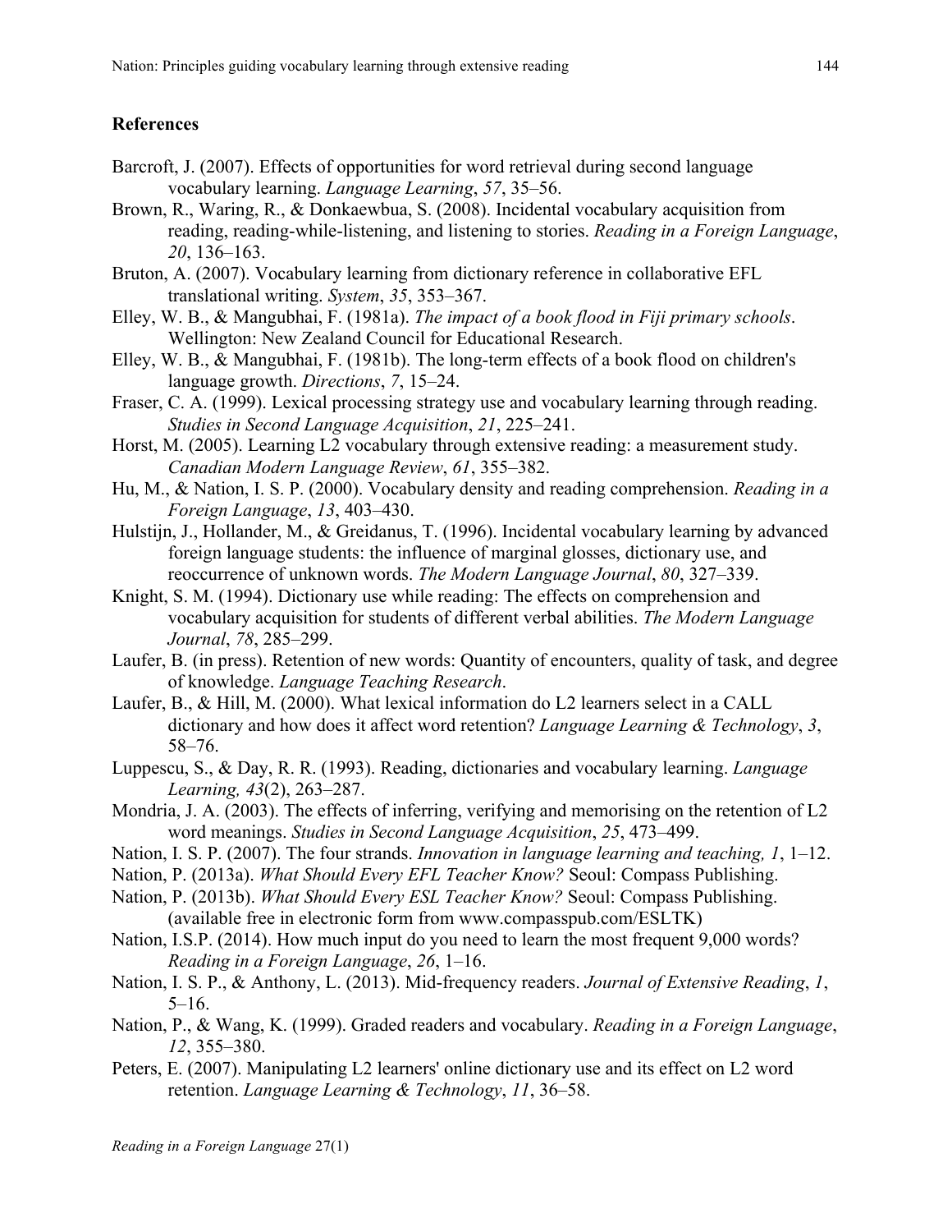## References

Barcroft, J. (2007). Effects of opportunities for word retrieval during second language vocabulary learning. *Language Learning*, *57*, 35–56.

Brown, R., Waring, R., & Donkaewbua, S. (2008). Incidental vocabulary acquisition from reading, reading-while-listening, and listening to stories. *Reading in a Foreign Language*, *20*, 136–163.

Bruton, A. (2007). Vocabulary learning from dictionary reference in collaborative EFL translational writing. *System*, *35*, 353–367.

Elley, W. B., & Mangubhai, F. (1981a). *The impact of a book flood in Fiji primary schools*. Wellington: New Zealand Council for Educational Research.

Elley, W. B., & Mangubhai, F. (1981b). The long-term effects of a book flood on children's language growth. *Directions*, *7*, 15–24.

Fraser, C. A. (1999). Lexical processing strategy use and vocabulary learning through reading. *Studies in Second Language Acquisition*, *21*, 225–241.

Horst, M. (2005). Learning L2 vocabulary through extensive reading: a measurement study. *Canadian Modern Language Review*, *61*, 355–382.

Hu, M., & Nation, I. S. P. (2000). Vocabulary density and reading comprehension. *Reading in a Foreign Language*, *13*, 403–430.

Hulstijn, J., Hollander, M., & Greidanus, T. (1996). Incidental vocabulary learning by advanced foreign language students: the influence of marginal glosses, dictionary use, and reoccurrence of unknown words. *The Modern Language Journal*, *80*, 327–339.

Knight, S. M. (1994). Dictionary use while reading: The effects on comprehension and vocabulary acquisition for students of different verbal abilities. *The Modern Language Journal*, *78*, 285–299.

Laufer, B. (in press). Retention of new words: Quantity of encounters, quality of task, and degree of knowledge. *Language Teaching Research*.

Laufer, B., & Hill, M. (2000). What lexical information do L2 learners select in a CALL dictionary and how does it affect word retention? *Language Learning & Technology*, *3*, 58–76.

Luppescu, S., & Day, R. R. (1993). Reading, dictionaries and vocabulary learning. *Language Learning, 43*(2), 263–287.

Mondria, J. A. (2003). The effects of inferring, verifying and memorising on the retention of L2 word meanings. *Studies in Second Language Acquisition*, *25*, 473–499.

Nation, I. S. P. (2007). The four strands. *Innovation in language learning and teaching, 1*, 1–12.

Nation, P. (2013a). *What Should Every EFL Teacher Know?* Seoul: Compass Publishing.

Nation, P. (2013b). *What Should Every ESL Teacher Know?* Seoul: Compass Publishing. (available free in electronic form from www.compasspub.com/ESLTK)

Nation, I.S.P. (2014). How much input do you need to learn the most frequent 9,000 words? *Reading in a Foreign Language*, *26*, 1–16.

Nation, I. S. P., & Anthony, L. (2013). Mid-frequency readers. *Journal of Extensive Reading*, *1*, 5–16.

Nation, P., & Wang, K. (1999). Graded readers and vocabulary. *Reading in a Foreign Language*, *12*, 355–380.

Peters, E. (2007). Manipulating L2 learners' online dictionary use and its effect on L2 word retention. *Language Learning & Technology*, *11*, 36–58.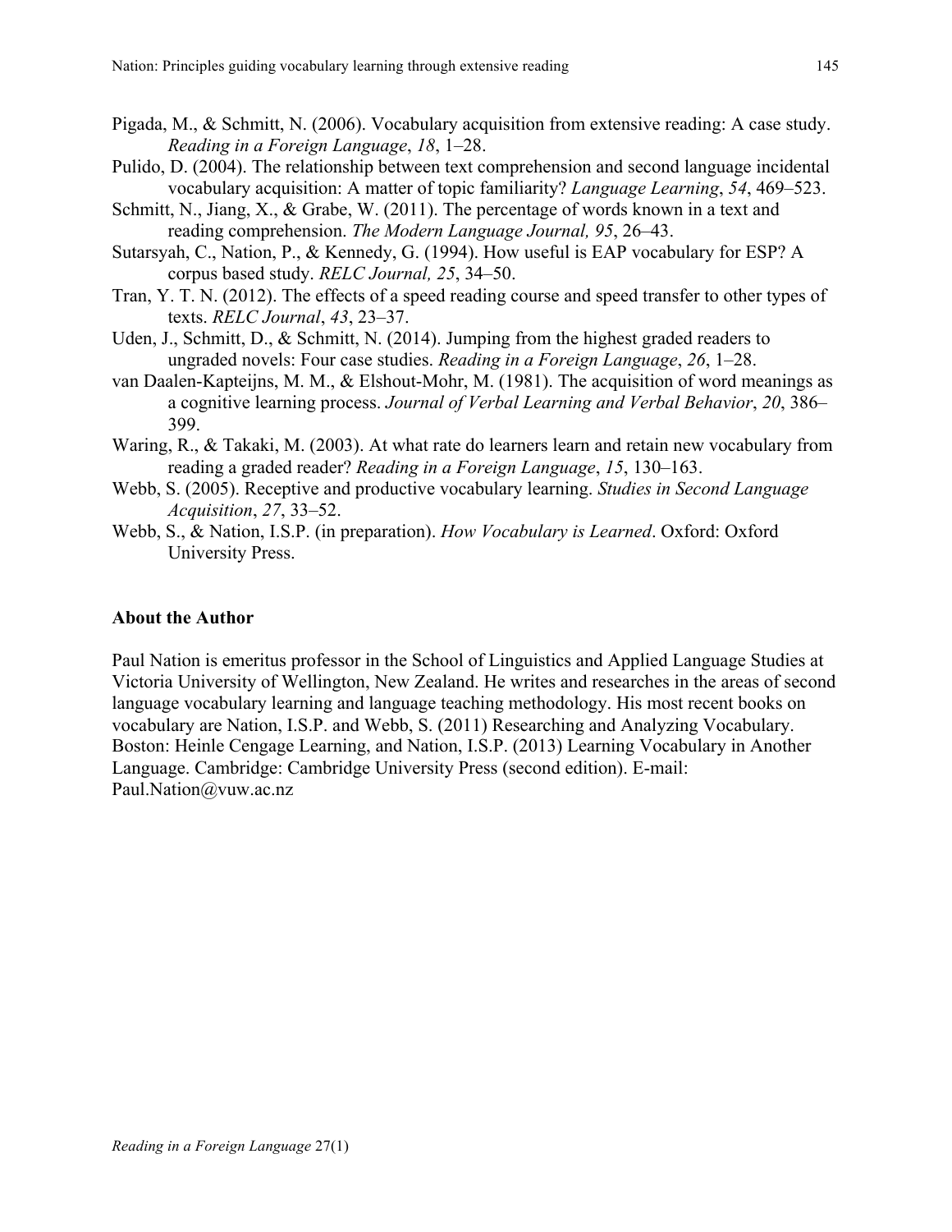Pigada, M., & Schmitt, N. (2006). Vocabulary acquisition from extensive reading: A case study. *Reading in a Foreign Language*, *18*, 1–28.

Pulido, D. (2004). The relationship between text comprehension and second language incidental vocabulary acquisition: A matter of topic familiarity? *Language Learning*, *54*, 469–523.

Schmitt, N., Jiang, X., & Grabe, W. (2011). The percentage of words known in a text and reading comprehension. *The Modern Language Journal, 95*, 26–43.

Sutarsyah, C., Nation, P., & Kennedy, G. (1994). How useful is EAP vocabulary for ESP? A corpus based study. *RELC Journal, 25*, 34–50.

Tran, Y. T. N. (2012). The effects of a speed reading course and speed transfer to other types of texts. *RELC Journal*, *43*, 23–37.

Uden, J., Schmitt, D., & Schmitt, N. (2014). Jumping from the highest graded readers to ungraded novels: Four case studies. *Reading in a Foreign Language*, *26*, 1–28.

van Daalen-Kapteijns, M. M., & Elshout-Mohr, M. (1981). The acquisition of word meanings as a cognitive learning process. *Journal of Verbal Learning and Verbal Behavior*, *20*, 386–399.

Waring, R., & Takaki, M. (2003). At what rate do learners learn and retain new vocabulary from reading a graded reader? *Reading in a Foreign Language*, *15*, 130–163.

Webb, S. (2005). Receptive and productive vocabulary learning. *Studies in Second Language Acquisition*, *27*, 33–52.

Webb, S., & Nation, I.S.P. (in preparation). *How Vocabulary is Learned*. Oxford: Oxford University Press.

## About the Author

Paul Nation is emeritus professor in the School of Linguistics and Applied Language Studies at Victoria University of Wellington, New Zealand. He writes and researches in the areas of second language vocabulary learning and language teaching methodology. His most recent books on vocabulary are Nation, I.S.P. and Webb, S. (2011) Researching and Analyzing Vocabulary. Boston: Heinle Cengage Learning, and Nation, I.S.P. (2013) Learning Vocabulary in Another Language. Cambridge: Cambridge University Press (second edition). E-mail: Paul.Nation@vuw.ac.nz